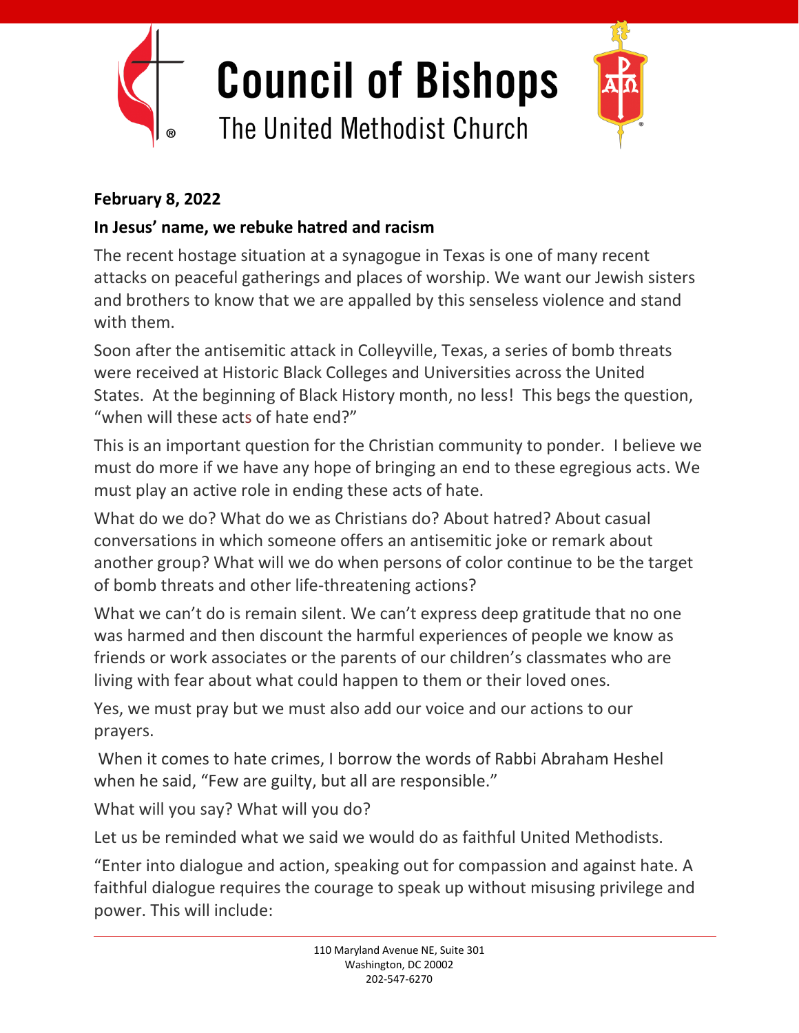# Council of Bishops

## The United Methodist Church

**February 8, 2022**

**In Jesus' name, we rebuke hatred and racism**

The recent hostage situation at a synagogue in Texas is one of many recent attacks on peaceful gatherings and places of worship. We want our Jewish sisters and brothers to know that we are appalled by this senseless violence and stand with them.

Soon after the antisemitic attack in Colleyville, Texas, a series of bomb threats were received at Historic Black Colleges and Universities across the United States. At the beginning of Black History month, no less! This begs the question, "when will these acts of hate end?"

This is an important question for the Christian community to ponder. I believe we must do more if we have any hope of bringing an end to these egregious acts. We must play an active role in ending these acts of hate.

What do we do? What do we as Christians do? About hatred? About casual conversations in which someone offers an antisemitic joke or remark about another group? What will we do when persons of color continue to be the target of bomb threats and other life-threatening actions?

What we can't do is remain silent. We can't express deep gratitude that no one was harmed and then discount the harmful experiences of people we know as friends or work associates or the parents of our children's classmates who are living with fear about what could happen to them or their loved ones.

Yes, we must pray but we must also add our voice and our actions to our prayers.

When it comes to hate crimes, I borrow the words of Rabbi Abraham Heshel when he said, "Few are guilty, but all are responsible."

What will you say? What will you do?

Let us be reminded what we said we would do as faithful United Methodists.

"Enter into dialogue and action, speaking out for compassion and against hate. A faithful dialogue requires the courage to speak up without misusing privilege and power. This will include:

110 Maryland Avenue NE, Suite 301
Washington, DC 20002
202-547-6270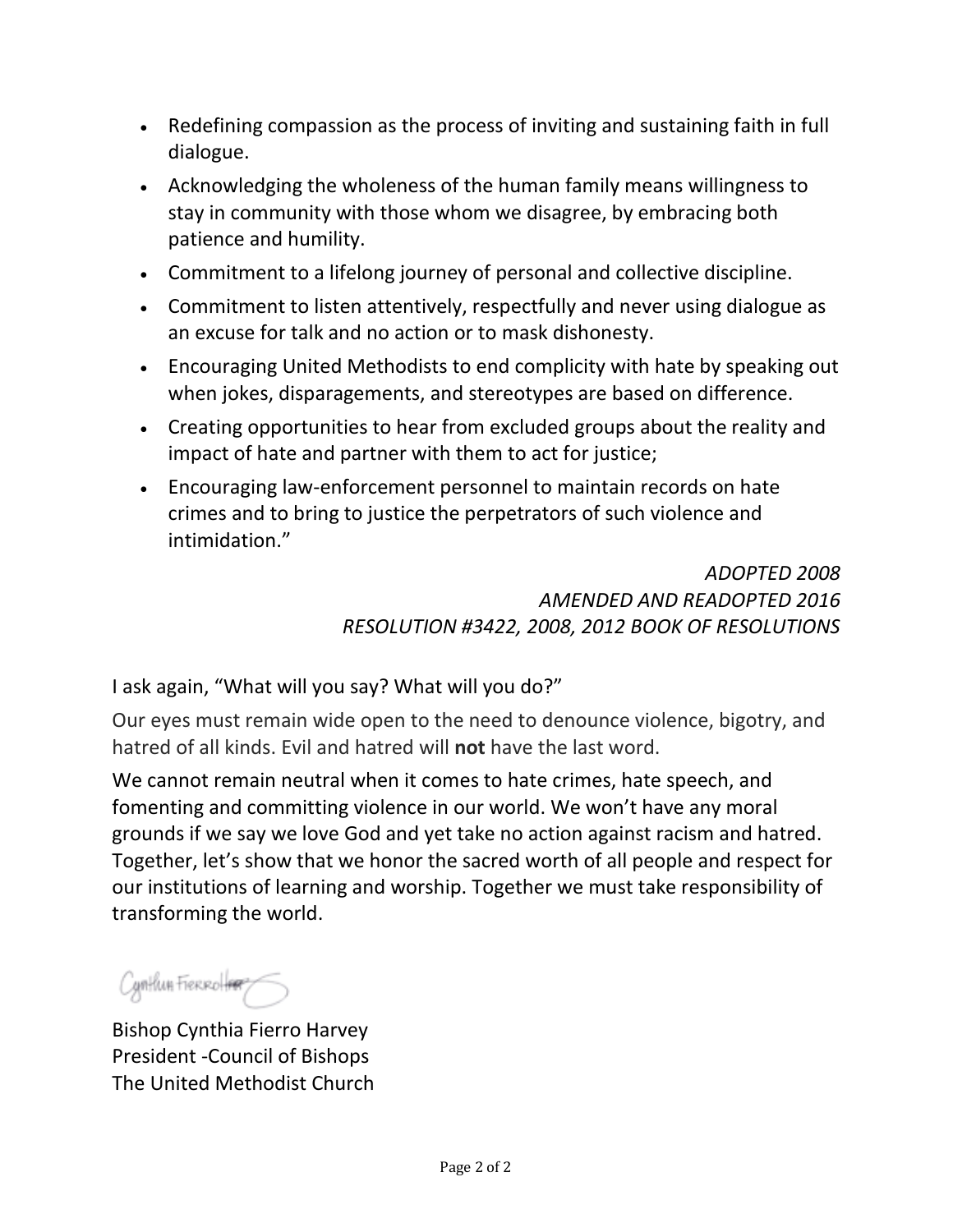- Redefining compassion as the process of inviting and sustaining faith in full dialogue.
- Acknowledging the wholeness of the human family means willingness to stay in community with those whom we disagree, by embracing both patience and humility.
- Commitment to a lifelong journey of personal and collective discipline.
- Commitment to listen attentively, respectfully and never using dialogue as an excuse for talk and no action or to mask dishonesty.
- Encouraging United Methodists to end complicity with hate by speaking out when jokes, disparagements, and stereotypes are based on difference.
- Creating opportunities to hear from excluded groups about the reality and impact of hate and partner with them to act for justice;
- Encouraging law-enforcement personnel to maintain records on hate crimes and to bring to justice the perpetrators of such violence and intimidation."

*ADOPTED 2008*
*AMENDED AND READOPTED 2016*
*RESOLUTION #3422, 2008, 2012 BOOK OF RESOLUTIONS*

I ask again, "What will you say? What will you do?"

Our eyes must remain wide open to the need to denounce violence, bigotry, and hatred of all kinds. Evil and hatred will **not** have the last word.

We cannot remain neutral when it comes to hate crimes, hate speech, and fomenting and committing violence in our world. We won't have any moral grounds if we say we love God and yet take no action against racism and hatred. Together, let's show that we honor the sacred worth of all people and respect for our institutions of learning and worship. Together we must take responsibility of transforming the world.

Bishop Cynthia Fierro Harvey
President -Council of Bishops
The United Methodist Church